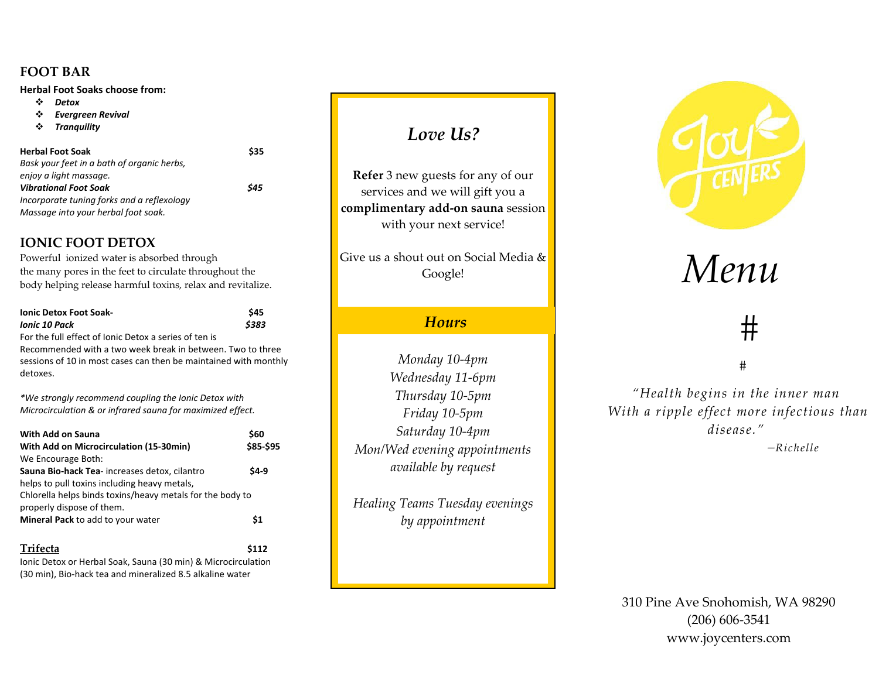## FOOT BAR

**Herbal Foot Soaks choose from:**

- ***Detox***
- ***Evergreen Revival***
- ***Tranquility***

**Herbal Foot Soak** $35
*Bask your feet in a bath of organic herbs, enjoy a light massage.*

***Vibrational Foot Soak*** *$45*
*Incorporate tuning forks and a reflexology Massage into your herbal foot soak.*

## IONIC FOOT DETOX

Powerful ionized water is absorbed through the many pores in the feet to circulate throughout the body helping release harmful toxins, relax and revitalize.

**Ionic Detox Foot Soak-** $45
***Ionic 10 Pack*** ***$383***
For the full effect of Ionic Detox a series of ten is Recommended with a two week break in between. Two to three sessions of 10 in most cases can then be maintained with monthly detoxes.

*\*We strongly recommend coupling the Ionic Detox with Microcirculation & or infrared sauna for maximized effect.*

**With Add on Sauna** **$60**
**With Add on Microcirculation (15-30min)** **$85-$95**
We Encourage Both:
**Sauna Bio-hack Tea**- increases detox, cilantro helps to pull toxins including heavy metals, Chlorella helps binds toxins/heavy metals for the body to properly dispose of them. **$4-9**
**Mineral Pack** to add to your water **$1**

**Trifecta** **$112**
Ionic Detox or Herbal Soak, Sauna (30 min) & Microcirculation (30 min), Bio-hack tea and mineralized 8.5 alkaline water

## *Love Us?*

**Refer** 3 new guests for any of our services and we will gift you a **complimentary add-on sauna** session with your next service!

Give us a shout out on Social Media & Google!

### *Hours*

*Monday 10-4pm*
*Wednesday 11-6pm*
*Thursday 10-5pm*
*Friday 10-5pm*
*Saturday 10-4pm*
*Mon/Wed evening appointments available by request*

*Healing Teams Tuesday evenings by appointment*

Joy Centers

# *Menu*

#

#

*"Health begins in the inner man With a ripple effect more infectious than disease."*
*—Richelle*

310 Pine Ave Snohomish, WA 98290
(206) 606-3541
www.joycenters.com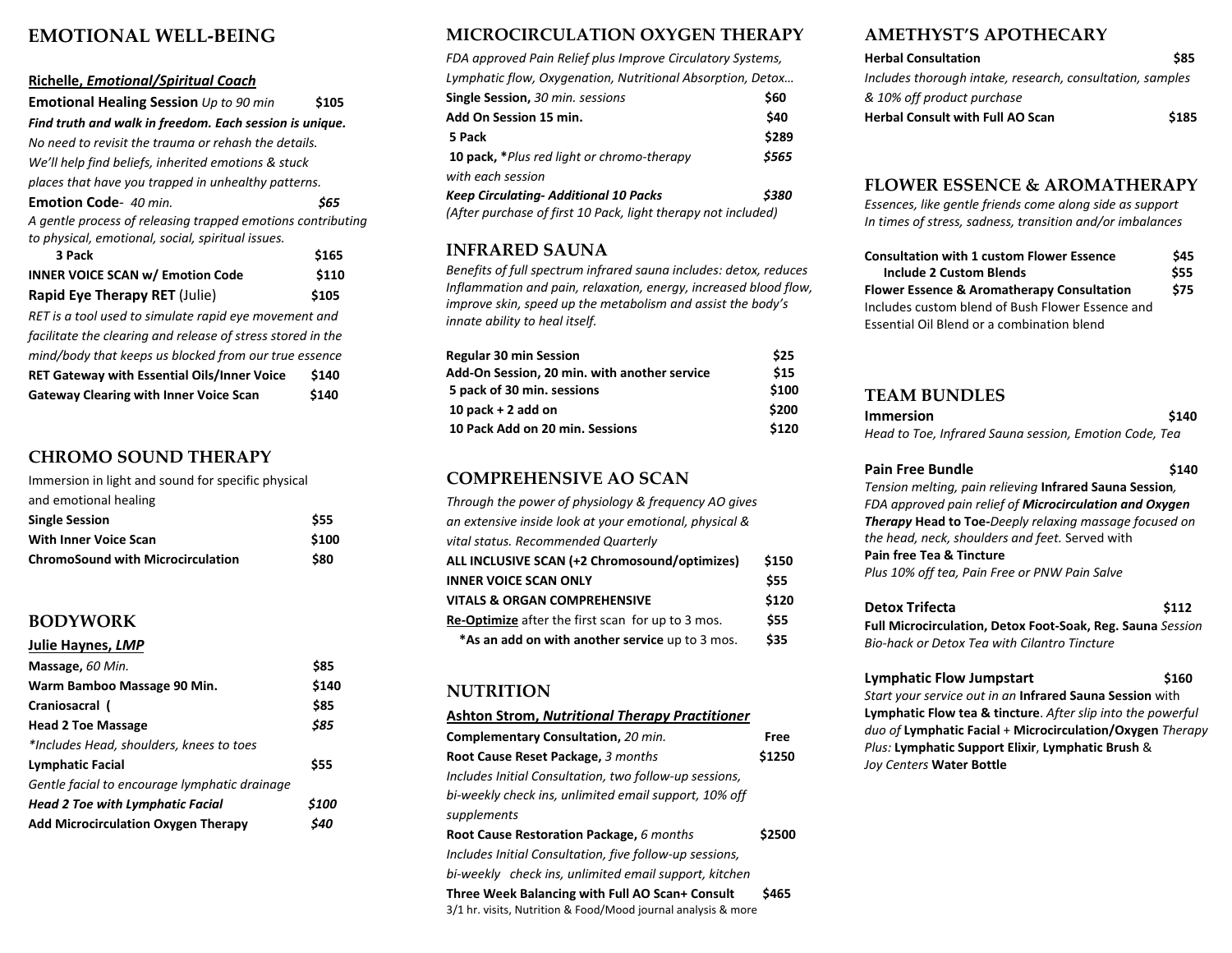## EMOTIONAL WELL-BEING

**Richelle, *Emotional/Spiritual Coach***

**Emotional Healing Session** *Up to 90 min* **$105**

***Find truth and walk in freedom. Each session is unique.***

*No need to revisit the trauma or rehash the details. We'll help find beliefs, inherited emotions & stuck places that have you trapped in unhealthy patterns.*

**Emotion Code**- *40 min.* ***$65***

*A gentle process of releasing trapped emotions contributing to physical, emotional, social, spiritual issues.*

| | |
|---|---|
| **3 Pack** | **$165** |
| **INNER VOICE SCAN w/ Emotion Code** | **$110** |
| **Rapid Eye Therapy RET** (Julie) | **$105** |

*RET is a tool used to simulate rapid eye movement and facilitate the clearing and release of stress stored in the mind/body that keeps us blocked from our true essence*

| | |
|---|---|
| **RET Gateway with Essential Oils/Inner Voice** | **$140** |
| **Gateway Clearing with Inner Voice Scan** | **$140** |

## CHROMO SOUND THERAPY

Immersion in light and sound for specific physical and emotional healing

| | |
|---|---|
| **Single Session** | **$55** |
| **With Inner Voice Scan** | **$100** |
| **ChromoSound with Microcirculation** | **$80** |

## BODYWORK

**Julie Haynes, *LMP***

| | |
|---|---|
| **Massage,** *60 Min.* | **$85** |
| **Warm Bamboo Massage 90 Min.** | **$140** |
| **Craniosacral (** | **$85** |
| **Head 2 Toe Massage** | ***$85*** |

*\*Includes Head, shoulders, knees to toes*

| | |
|---|---|
| **Lymphatic Facial** | **$55** |

*Gentle facial to encourage lymphatic drainage*

| | |
|---|---|
| ***Head 2 Toe with Lymphatic Facial*** | ***$100*** |
| **Add Microcirculation Oxygen Therapy** | ***$40*** |

## MICROCIRCULATION OXYGEN THERAPY

*FDA approved Pain Relief plus Improve Circulatory Systems, Lymphatic flow, Oxygenation, Nutritional Absorption, Detox…*

| | |
|---|---|
| **Single Session,** *30 min. sessions* | **$60** |
| **Add On Session 15 min.** | **$40** |
| **5 Pack** | **$289** |
| **10 pack, \****Plus red light or chromo-therapy with each session* | ***$565*** |
| ***Keep Circulating- Additional 10 Packs*** | ***$380*** |

*(After purchase of first 10 Pack, light therapy not included)*

## INFRARED SAUNA

*Benefits of full spectrum infrared sauna includes: detox, reduces Inflammation and pain, relaxation, energy, increased blood flow, improve skin, speed up the metabolism and assist the body's innate ability to heal itself.*

| | |
|---|---|
| **Regular 30 min Session** | **$25** |
| **Add-On Session, 20 min. with another service** | **$15** |
| **5 pack of 30 min. sessions** | **$100** |
| **10 pack + 2 add on** | **$200** |
| **10 Pack Add on 20 min. Sessions** | **$120** |

## COMPREHENSIVE AO SCAN

*Through the power of physiology & frequency AO gives an extensive inside look at your emotional, physical & vital status. Recommended Quarterly*

| | |
|---|---|
| **ALL INCLUSIVE SCAN (+2 Chromosound/optimizes)** | **$150** |
| **INNER VOICE SCAN ONLY** | **$55** |
| **VITALS & ORGAN COMPREHENSIVE** | **$120** |
| **Re-Optimize** after the first scan for up to 3 mos. | **$55** |
| **\*As an add on with another service** up to 3 mos. | **$35** |

## NUTRITION

**Ashton Strom, *Nutritional Therapy Practitioner***

| | |
|---|---|
| **Complementary Consultation,** *20 min.* | **Free** |
| **Root Cause Reset Package,** *3 months* | **$1250** |

*Includes Initial Consultation, two follow-up sessions, bi-weekly check ins, unlimited email support, 10% off supplements*

| | |
|---|---|
| **Root Cause Restoration Package,** *6 months* | **$2500** |

*Includes Initial Consultation, five follow-up sessions, bi-weekly check ins, unlimited email support, kitchen*

| | |
|---|---|
| **Three Week Balancing with Full AO Scan+ Consult** | **$465** |

3/1 hr. visits, Nutrition & Food/Mood journal analysis & more

## AMETHYST'S APOTHECARY

| | |
|---|---|
| **Herbal Consultation** | **$85** |

*Includes thorough intake, research, consultation, samples & 10% off product purchase*

| | |
|---|---|
| **Herbal Consult with Full AO Scan** | **$185** |

## FLOWER ESSENCE & AROMATHERAPY

*Essences, like gentle friends come along side as support In times of stress, sadness, transition and/or imbalances*

| | |
|---|---|
| **Consultation with 1 custom Flower Essence** | **$45** |
| **Include 2 Custom Blends** | **$55** |
| **Flower Essence & Aromatherapy Consultation** | **$75** |

Includes custom blend of Bush Flower Essence and Essential Oil Blend or a combination blend

## TEAM BUNDLES

**Immersion** **$140**

*Head to Toe, Infrared Sauna session, Emotion Code, Tea*

**Pain Free Bundle** **$140**

*Tension melting, pain relieving* **Infrared Sauna Session***, FDA approved pain relief of* ***Microcirculation and Oxygen Therapy*** **Head to Toe-***Deeply relaxing massage focused on the head, neck, shoulders and feet.* Served with **Pain free Tea & Tincture**
*Plus 10% off tea, Pain Free or PNW Pain Salve*

**Detox Trifecta** **$112**

**Full Microcirculation, Detox Foot-Soak, Reg. Sauna** *Session Bio-hack or Detox Tea with Cilantro Tincture*

**Lymphatic Flow Jumpstart** **$160**

*Start your service out in an* **Infrared Sauna Session** with **Lymphatic Flow tea & tincture**. *After slip into the powerful duo of* **Lymphatic Facial** + **Microcirculation/Oxygen** *Therapy Plus:* **Lymphatic Support Elixir**, **Lymphatic Brush** & *Joy Centers* **Water Bottle**